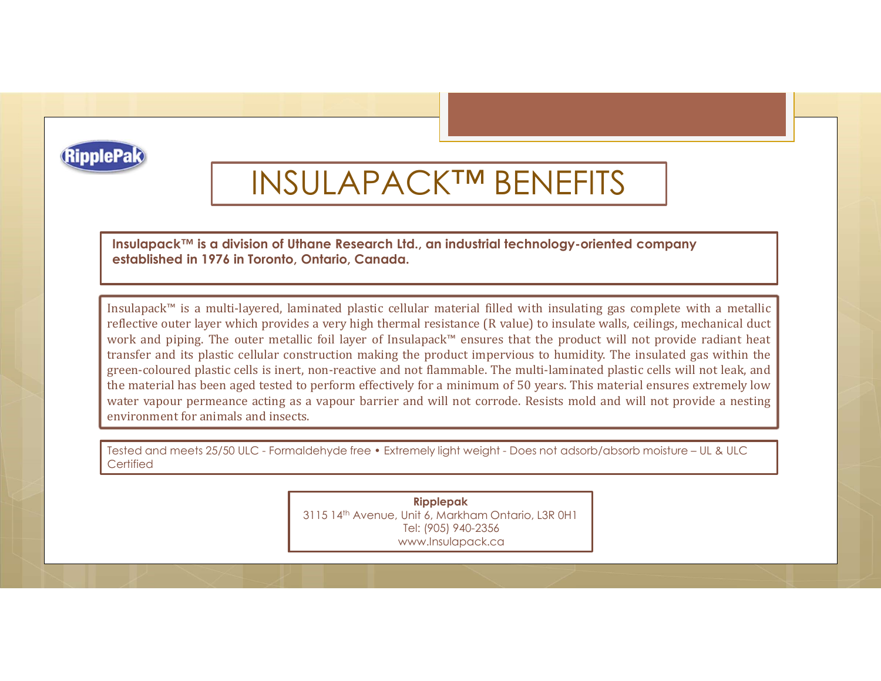RipplePak

# INSULAPACK™ BENEFITS

**Insulapack™ is a division of Uthane Research Ltd., an industrial technology-oriented company established in 1976 in Toronto, Ontario, Canada.**

Insulapack™ is a multi-layered, laminated plastic cellular material filled with insulating gas complete with a metallic reflective outer layer which provides a very high thermal resistance (R value) to insulate walls, ceilings, mechanical duct work and piping. The outer metallic foil layer of Insulapack™ ensures that the product will not provide radiant heat transfer and its plastic cellular construction making the product impervious to humidity. The insulated gas within the green-coloured plastic cells is inert, non-reactive and not flammable. The multi-laminated plastic cells will not leak, and the material has been aged tested to perform effectively for a minimum of 50 years. This material ensures extremely low water vapour permeance acting as a vapour barrier and will not corrode. Resists mold and will not provide a nesting environment for animals and insects.

Tested and meets 25/50 ULC - Formaldehyde free • Extremely light weight - Does not adsorb/absorb moisture – UL & ULC Certified

**Ripplepak**
3115 14th Avenue, Unit 6, Markham Ontario, L3R 0H1
Tel: (905) 940-2356
www.Insulapack.ca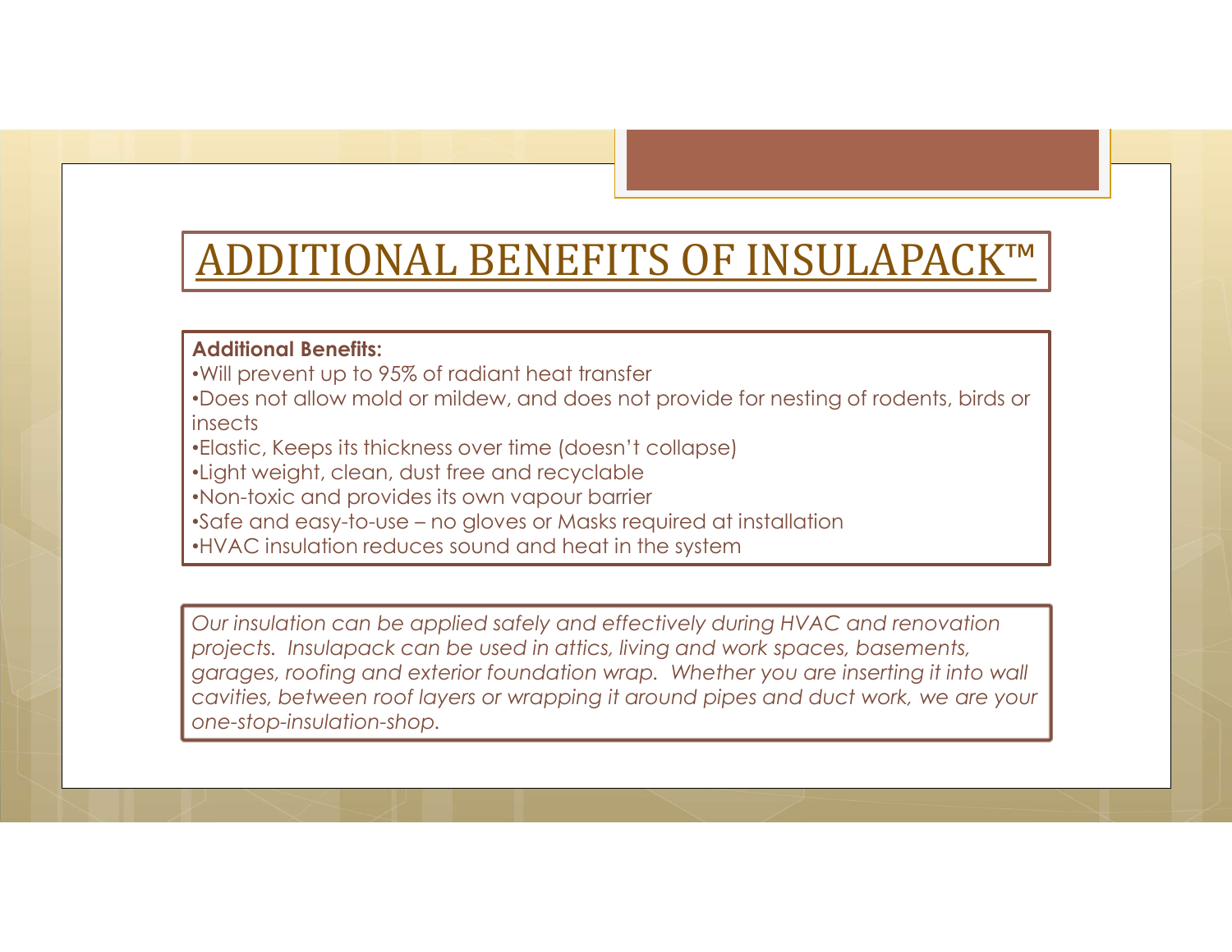# ADDITIONAL BENEFITS OF INSULAPACK™

**Additional Benefits:**

- Will prevent up to 95% of radiant heat transfer
- Does not allow mold or mildew, and does not provide for nesting of rodents, birds or insects
- Elastic, Keeps its thickness over time (doesn't collapse)
- Light weight, clean, dust free and recyclable
- Non-toxic and provides its own vapour barrier
- Safe and easy-to-use – no gloves or Masks required at installation
- HVAC insulation reduces sound and heat in the system

*Our insulation can be applied safely and effectively during HVAC and renovation projects. Insulapack can be used in attics, living and work spaces, basements, garages, roofing and exterior foundation wrap. Whether you are inserting it into wall cavities, between roof layers or wrapping it around pipes and duct work, we are your one-stop-insulation-shop.*